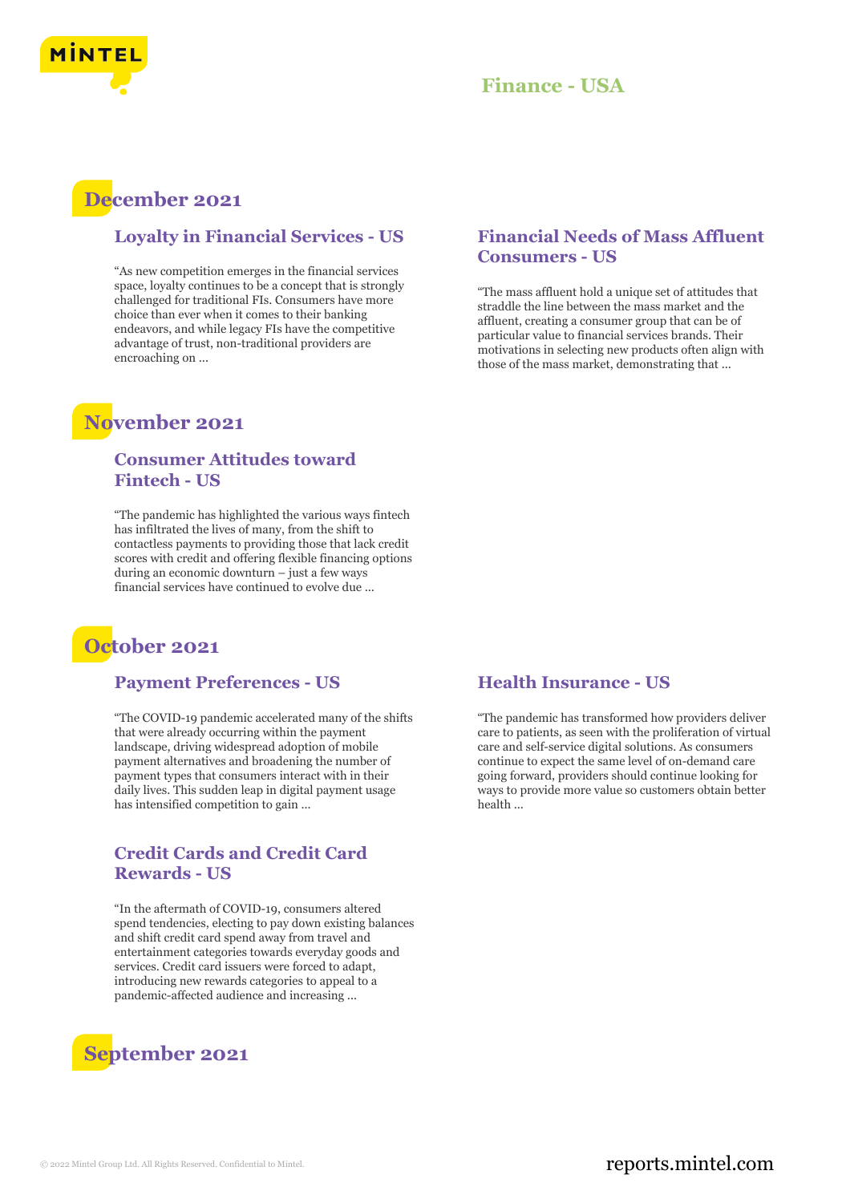# Finance - USA

## December 2021

### Loyalty in Financial Services - US

“As new competition emerges in the financial services space, loyalty continues to be a concept that is strongly challenged for traditional FIs. Consumers have more choice than ever when it comes to their banking endeavors, and while legacy FIs have the competitive advantage of trust, non-traditional providers are encroaching on ...

### Financial Needs of Mass Affluent Consumers - US

“The mass affluent hold a unique set of attitudes that straddle the line between the mass market and the affluent, creating a consumer group that can be of particular value to financial services brands. Their motivations in selecting new products often align with those of the mass market, demonstrating that ...

## November 2021

### Consumer Attitudes toward Fintech - US

“The pandemic has highlighted the various ways fintech has infiltrated the lives of many, from the shift to contactless payments to providing those that lack credit scores with credit and offering flexible financing options during an economic downturn – just a few ways financial services have continued to evolve due ...

## October 2021

### Payment Preferences - US

“The COVID-19 pandemic accelerated many of the shifts that were already occurring within the payment landscape, driving widespread adoption of mobile payment alternatives and broadening the number of payment types that consumers interact with in their daily lives. This sudden leap in digital payment usage has intensified competition to gain ...

### Health Insurance - US

“The pandemic has transformed how providers deliver care to patients, as seen with the proliferation of virtual care and self-service digital solutions. As consumers continue to expect the same level of on-demand care going forward, providers should continue looking for ways to provide more value so customers obtain better health ...

### Credit Cards and Credit Card Rewards - US

“In the aftermath of COVID-19, consumers altered spend tendencies, electing to pay down existing balances and shift credit card spend away from travel and entertainment categories towards everyday goods and services. Credit card issuers were forced to adapt, introducing new rewards categories to appeal to a pandemic-affected audience and increasing ...

## September 2021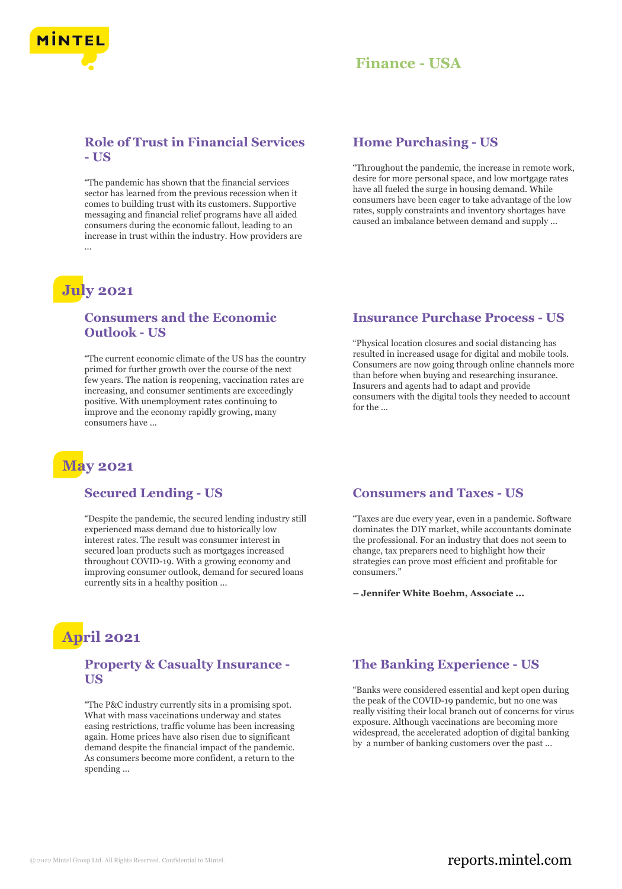## Role of Trust in Financial Services - US

"The pandemic has shown that the financial services sector has learned from the previous recession when it comes to building trust with its customers. Supportive messaging and financial relief programs have all aided consumers during the economic fallout, leading to an increase in trust within the industry. How providers are ...

## Home Purchasing - US

"Throughout the pandemic, the increase in remote work, desire for more personal space, and low mortgage rates have all fueled the surge in housing demand. While consumers have been eager to take advantage of the low rates, supply constraints and inventory shortages have caused an imbalance between demand and supply ...

# July 2021

## Consumers and the Economic Outlook - US

"The current economic climate of the US has the country primed for further growth over the course of the next few years. The nation is reopening, vaccination rates are increasing, and consumer sentiments are exceedingly positive. With unemployment rates continuing to improve and the economy rapidly growing, many consumers have ...

## Insurance Purchase Process - US

"Physical location closures and social distancing has resulted in increased usage for digital and mobile tools. Consumers are now going through online channels more than before when buying and researching insurance. Insurers and agents had to adapt and provide consumers with the digital tools they needed to account for the ...

# May 2021

## Secured Lending - US

"Despite the pandemic, the secured lending industry still experienced mass demand due to historically low interest rates. The result was consumer interest in secured loan products such as mortgages increased throughout COVID-19. With a growing economy and improving consumer outlook, demand for secured loans currently sits in a healthy position ...

## Consumers and Taxes - US

"Taxes are due every year, even in a pandemic. Software dominates the DIY market, while accountants dominate the professional. For an industry that does not seem to change, tax preparers need to highlight how their strategies can prove most efficient and profitable for consumers."

**– Jennifer White Boehm, Associate ...**

# April 2021

## Property & Casualty Insurance - US

"The P&C industry currently sits in a promising spot. What with mass vaccinations underway and states easing restrictions, traffic volume has been increasing again. Home prices have also risen due to significant demand despite the financial impact of the pandemic. As consumers become more confident, a return to the spending ...

## The Banking Experience - US

"Banks were considered essential and kept open during the peak of the COVID-19 pandemic, but no one was really visiting their local branch out of concerns for virus exposure. Although vaccinations are becoming more widespread, the accelerated adoption of digital banking by a number of banking customers over the past ...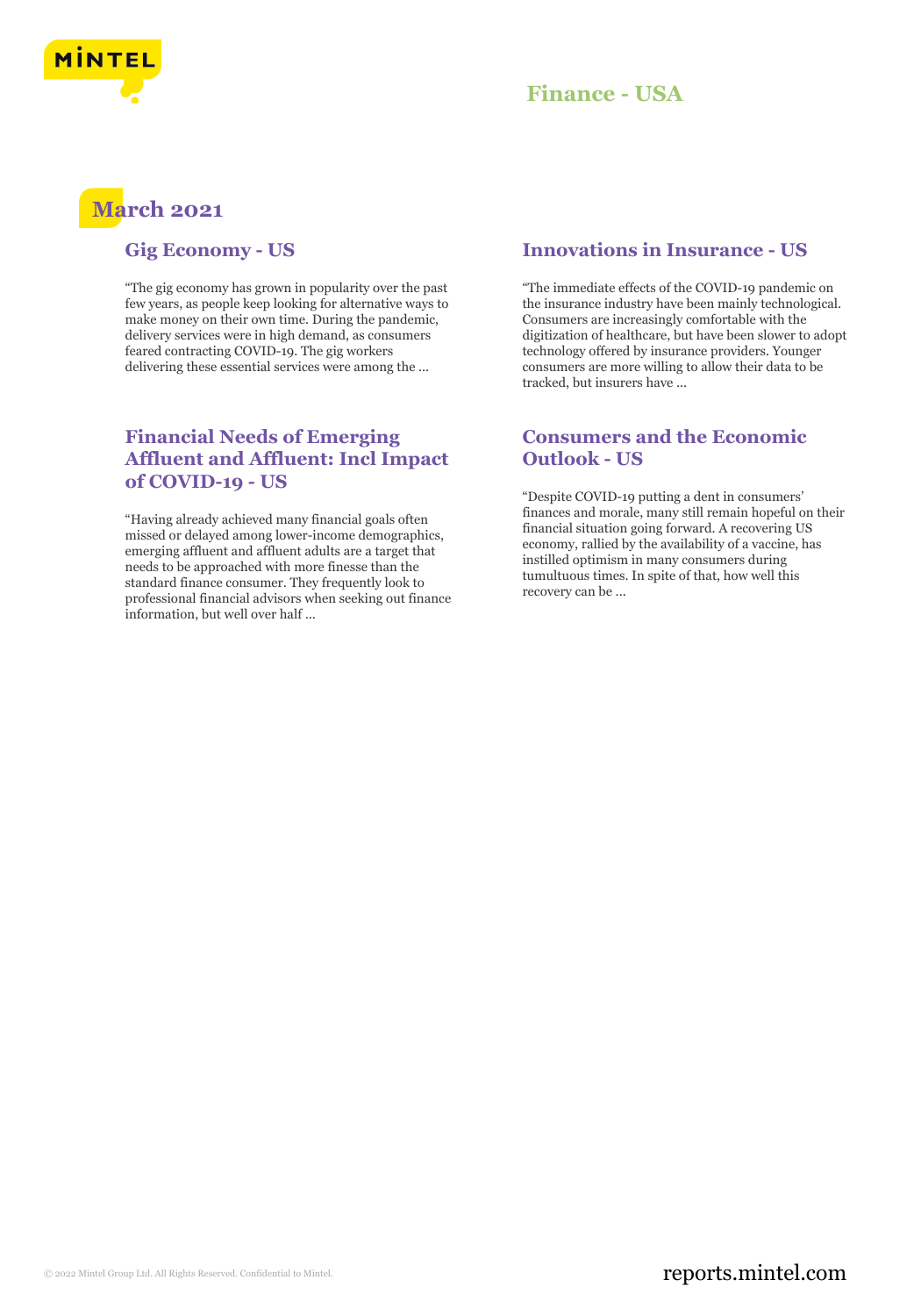# Finance - USA

## March 2021

### Gig Economy - US

"The gig economy has grown in popularity over the past few years, as people keep looking for alternative ways to make money on their own time. During the pandemic, delivery services were in high demand, as consumers feared contracting COVID-19. The gig workers delivering these essential services were among the ...

### Financial Needs of Emerging Affluent and Affluent: Incl Impact of COVID-19 - US

"Having already achieved many financial goals often missed or delayed among lower-income demographics, emerging affluent and affluent adults are a target that needs to be approached with more finesse than the standard finance consumer. They frequently look to professional financial advisors when seeking out finance information, but well over half ...

### Innovations in Insurance - US

"The immediate effects of the COVID-19 pandemic on the insurance industry have been mainly technological. Consumers are increasingly comfortable with the digitization of healthcare, but have been slower to adopt technology offered by insurance providers. Younger consumers are more willing to allow their data to be tracked, but insurers have ...

### Consumers and the Economic Outlook - US

"Despite COVID-19 putting a dent in consumers' finances and morale, many still remain hopeful on their financial situation going forward. A recovering US economy, rallied by the availability of a vaccine, has instilled optimism in many consumers during tumultuous times. In spite of that, how well this recovery can be ...